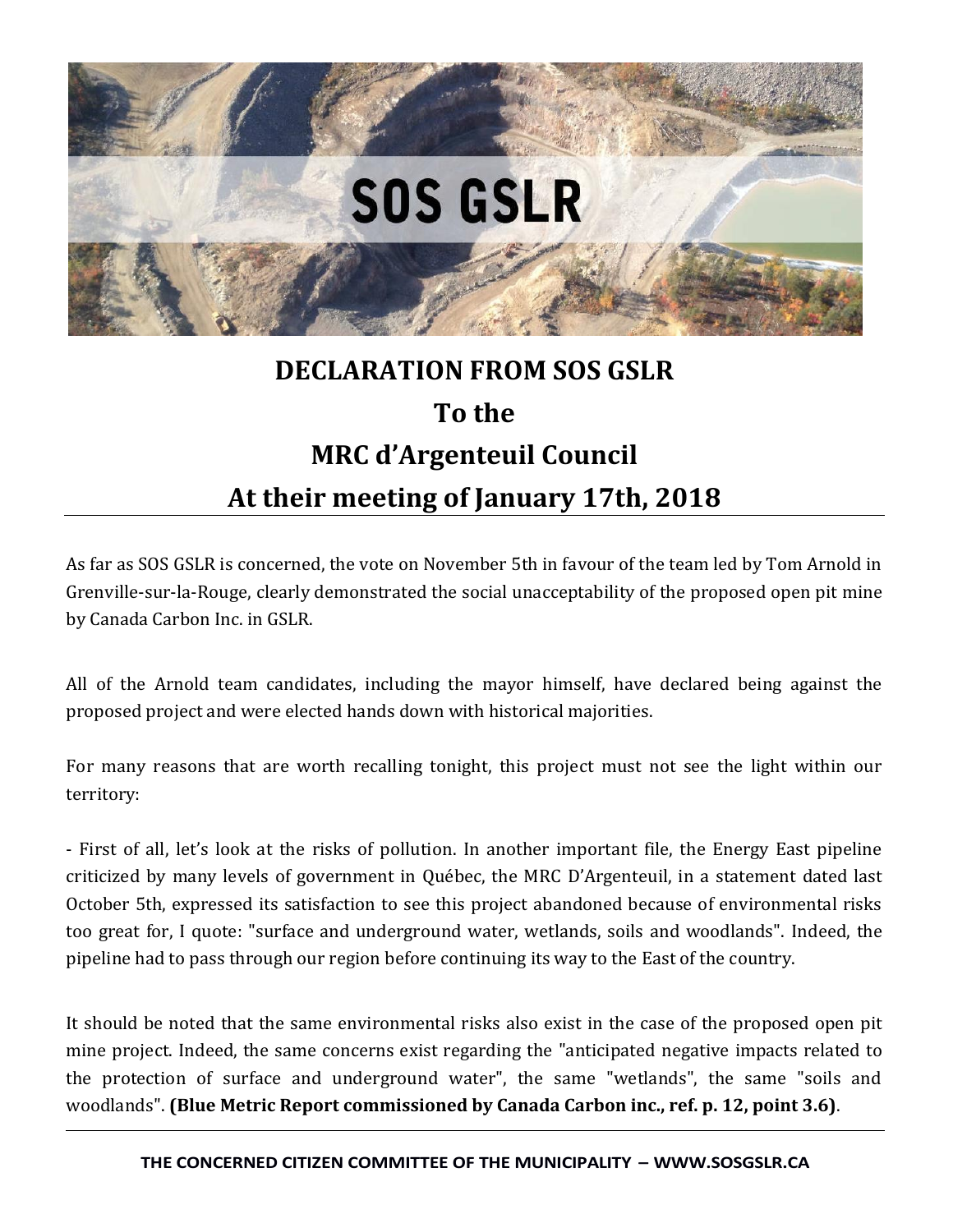# DECLARATION FROM SOS GSLR
# To the
# MRC d'Argenteuil Council
# At their meeting of January 17th, 2018

As far as SOS GSLR is concerned, the vote on November 5th in favour of the team led by Tom Arnold in Grenville-sur-la-Rouge, clearly demonstrated the social unacceptability of the proposed open pit mine by Canada Carbon Inc. in GSLR.

All of the Arnold team candidates, including the mayor himself, have declared being against the proposed project and were elected hands down with historical majorities.

For many reasons that are worth recalling tonight, this project must not see the light within our territory:

- First of all, let's look at the risks of pollution. In another important file, the Energy East pipeline criticized by many levels of government in Québec, the MRC D'Argenteuil, in a statement dated last October 5th, expressed its satisfaction to see this project abandoned because of environmental risks too great for, I quote: "surface and underground water, wetlands, soils and woodlands". Indeed, the pipeline had to pass through our region before continuing its way to the East of the country.

It should be noted that the same environmental risks also exist in the case of the proposed open pit mine project. Indeed, the same concerns exist regarding the "anticipated negative impacts related to the protection of surface and underground water", the same "wetlands", the same "soils and woodlands". **(Blue Metric Report commissioned by Canada Carbon inc., ref. p. 12, point 3.6)**.

**THE CONCERNED CITIZEN COMMITTEE OF THE MUNICIPALITY – WWW.SOSGSLR.CA**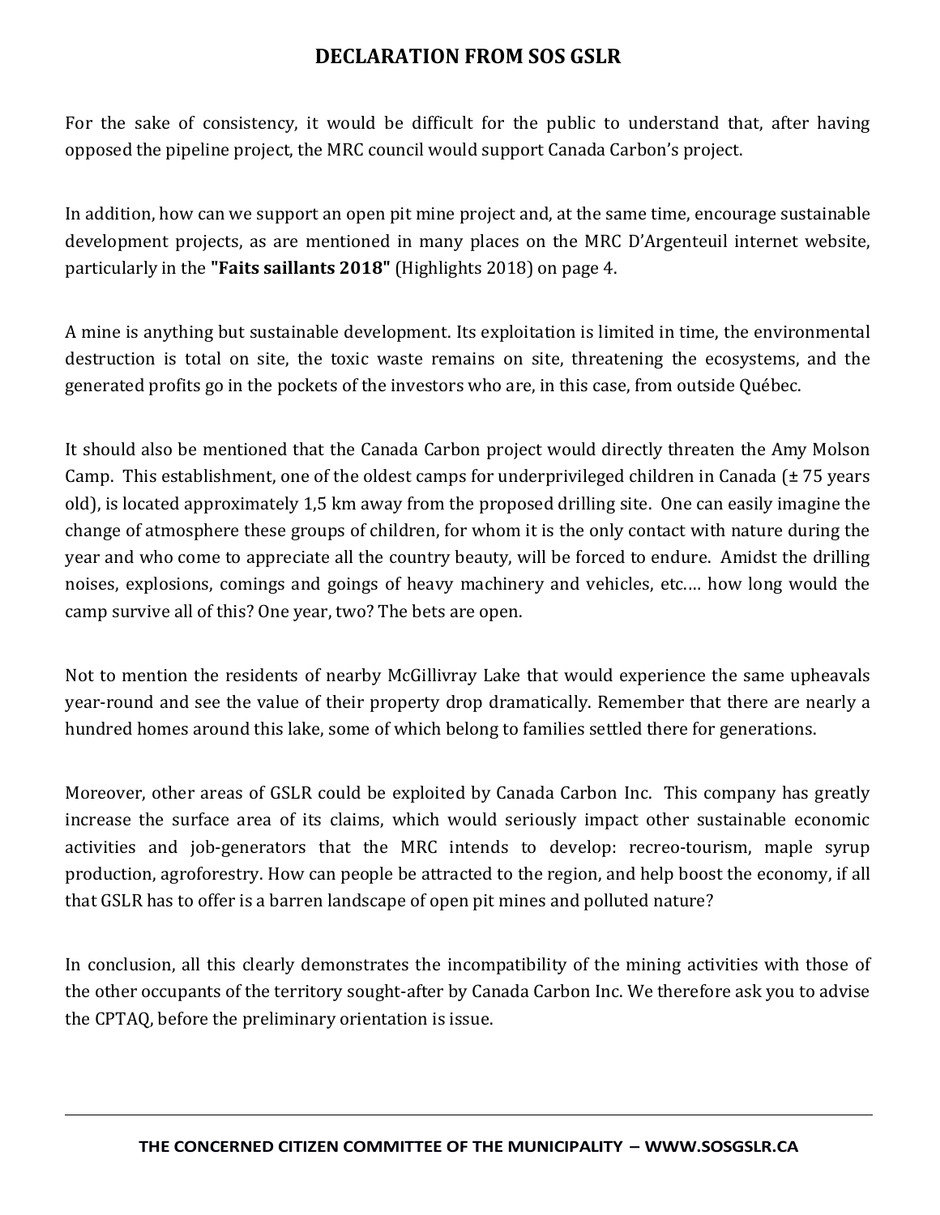## DECLARATION FROM SOS GSLR

For the sake of consistency, it would be difficult for the public to understand that, after having opposed the pipeline project, the MRC council would support Canada Carbon's project.

In addition, how can we support an open pit mine project and, at the same time, encourage sustainable development projects, as are mentioned in many places on the MRC D'Argenteuil internet website, particularly in the **"Faits saillants 2018"** (Highlights 2018) on page 4.

A mine is anything but sustainable development. Its exploitation is limited in time, the environmental destruction is total on site, the toxic waste remains on site, threatening the ecosystems, and the generated profits go in the pockets of the investors who are, in this case, from outside Québec.

It should also be mentioned that the Canada Carbon project would directly threaten the Amy Molson Camp. This establishment, one of the oldest camps for underprivileged children in Canada (± 75 years old), is located approximately 1,5 km away from the proposed drilling site. One can easily imagine the change of atmosphere these groups of children, for whom it is the only contact with nature during the year and who come to appreciate all the country beauty, will be forced to endure. Amidst the drilling noises, explosions, comings and goings of heavy machinery and vehicles, etc.… how long would the camp survive all of this? One year, two? The bets are open.

Not to mention the residents of nearby McGillivray Lake that would experience the same upheavals year-round and see the value of their property drop dramatically. Remember that there are nearly a hundred homes around this lake, some of which belong to families settled there for generations.

Moreover, other areas of GSLR could be exploited by Canada Carbon Inc. This company has greatly increase the surface area of its claims, which would seriously impact other sustainable economic activities and job-generators that the MRC intends to develop: recreo-tourism, maple syrup production, agroforestry. How can people be attracted to the region, and help boost the economy, if all that GSLR has to offer is a barren landscape of open pit mines and polluted nature?

In conclusion, all this clearly demonstrates the incompatibility of the mining activities with those of the other occupants of the territory sought-after by Canada Carbon Inc. We therefore ask you to advise the CPTAQ, before the preliminary orientation is issue.